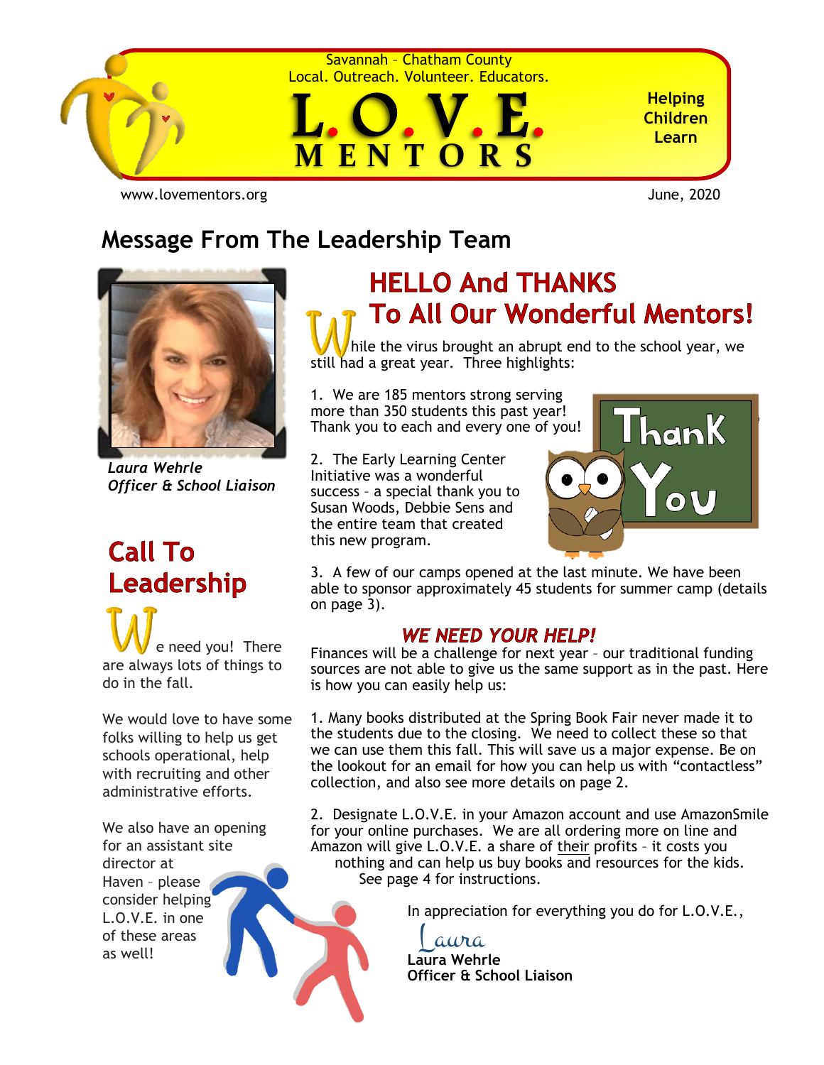Savannah – Chatham County
Local. Outreach. Volunteer. Educators.

# L.O.V.E. MENTORS

**Helping Children Learn**

www.lovementors.org

June, 2020

## Message From The Leadership Team

*Laura Wehrle*
*Officer & School Liaison*

## HELLO And THANKS To All Our Wonderful Mentors!

While the virus brought an abrupt end to the school year, we still had a great year. Three highlights:

1. We are 185 mentors strong serving more than 350 students this past year! Thank you to each and every one of you!

2. The Early Learning Center Initiative was a wonderful success – a special thank you to Susan Woods, Debbie Sens and the entire team that created this new program.

3. A few of our camps opened at the last minute. We have been able to sponsor approximately 45 students for summer camp (details on page 3).

### *WE NEED YOUR HELP!*

Finances will be a challenge for next year – our traditional funding sources are not able to give us the same support as in the past. Here is how you can easily help us:

1. Many books distributed at the Spring Book Fair never made it to the students due to the closing. We need to collect these so that we can use them this fall. This will save us a major expense. Be on the lookout for an email for how you can help us with "contactless" collection, and also see more details on page 2.

2. Designate L.O.V.E. in your Amazon account and use AmazonSmile for your online purchases. We are all ordering more on line and Amazon will give L.O.V.E. a share of their profits – it costs you nothing and can help us buy books and resources for the kids. See page 4 for instructions.

In appreciation for everything you do for L.O.V.E.,

Laura
**Laura Wehrle**
**Officer & School Liaison**

## Call To Leadership

We need you! There are always lots of things to do in the fall.

We would love to have some folks willing to help us get schools operational, help with recruiting and other administrative efforts.

We also have an opening for an assistant site director at Haven – please consider helping L.O.V.E. in one of these areas as well!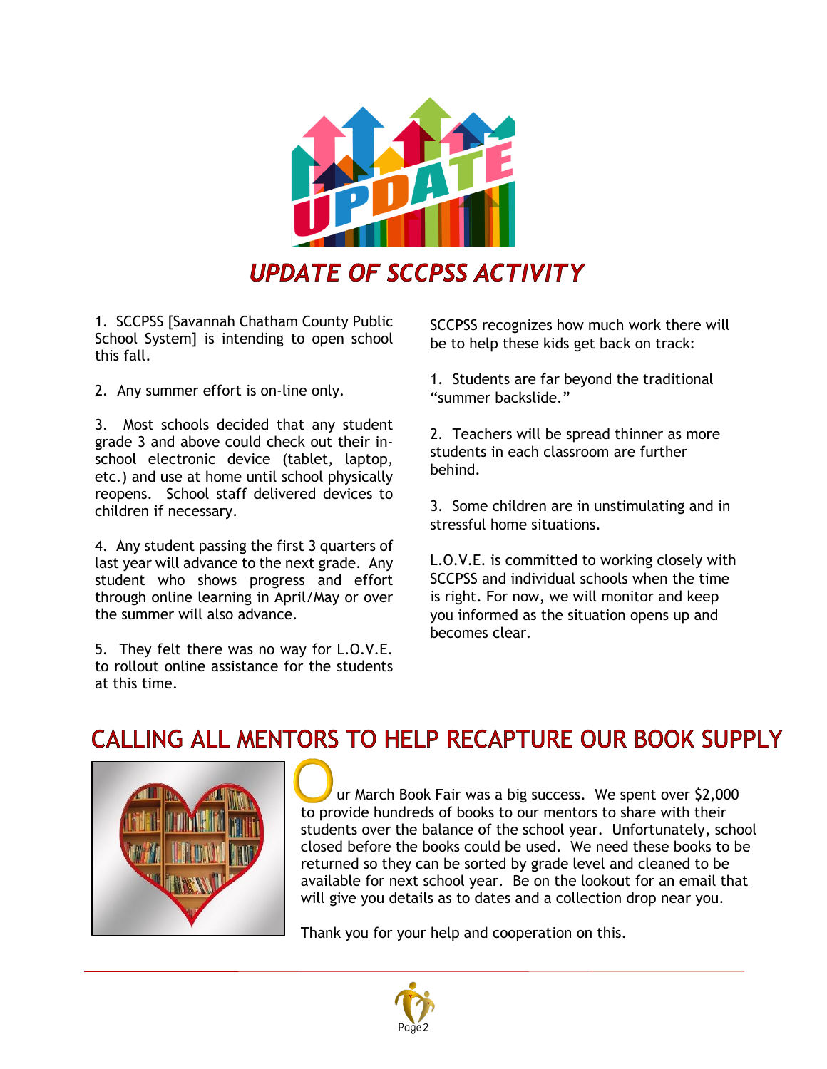## UPDATE OF SCCPSS ACTIVITY

1. SCCPSS [Savannah Chatham County Public School System] is intending to open school this fall.

2. Any summer effort is on-line only.

3. Most schools decided that any student grade 3 and above could check out their in-school electronic device (tablet, laptop, etc.) and use at home until school physically reopens. School staff delivered devices to children if necessary.

4. Any student passing the first 3 quarters of last year will advance to the next grade. Any student who shows progress and effort through online learning in April/May or over the summer will also advance.

5. They felt there was no way for L.O.V.E. to rollout online assistance for the students at this time.

SCCPSS recognizes how much work there will be to help these kids get back on track:

1. Students are far beyond the traditional "summer backslide."

2. Teachers will be spread thinner as more students in each classroom are further behind.

3. Some children are in unstimulating and in stressful home situations.

L.O.V.E. is committed to working closely with SCCPSS and individual schools when the time is right. For now, we will monitor and keep you informed as the situation opens up and becomes clear.

## CALLING ALL MENTORS TO HELP RECAPTURE OUR BOOK SUPPLY

Our March Book Fair was a big success. We spent over $2,000 to provide hundreds of books to our mentors to share with their students over the balance of the school year. Unfortunately, school closed before the books could be used. We need these books to be returned so they can be sorted by grade level and cleaned to be available for next school year. Be on the lookout for an email that will give you details as to dates and a collection drop near you.

Thank you for your help and cooperation on this.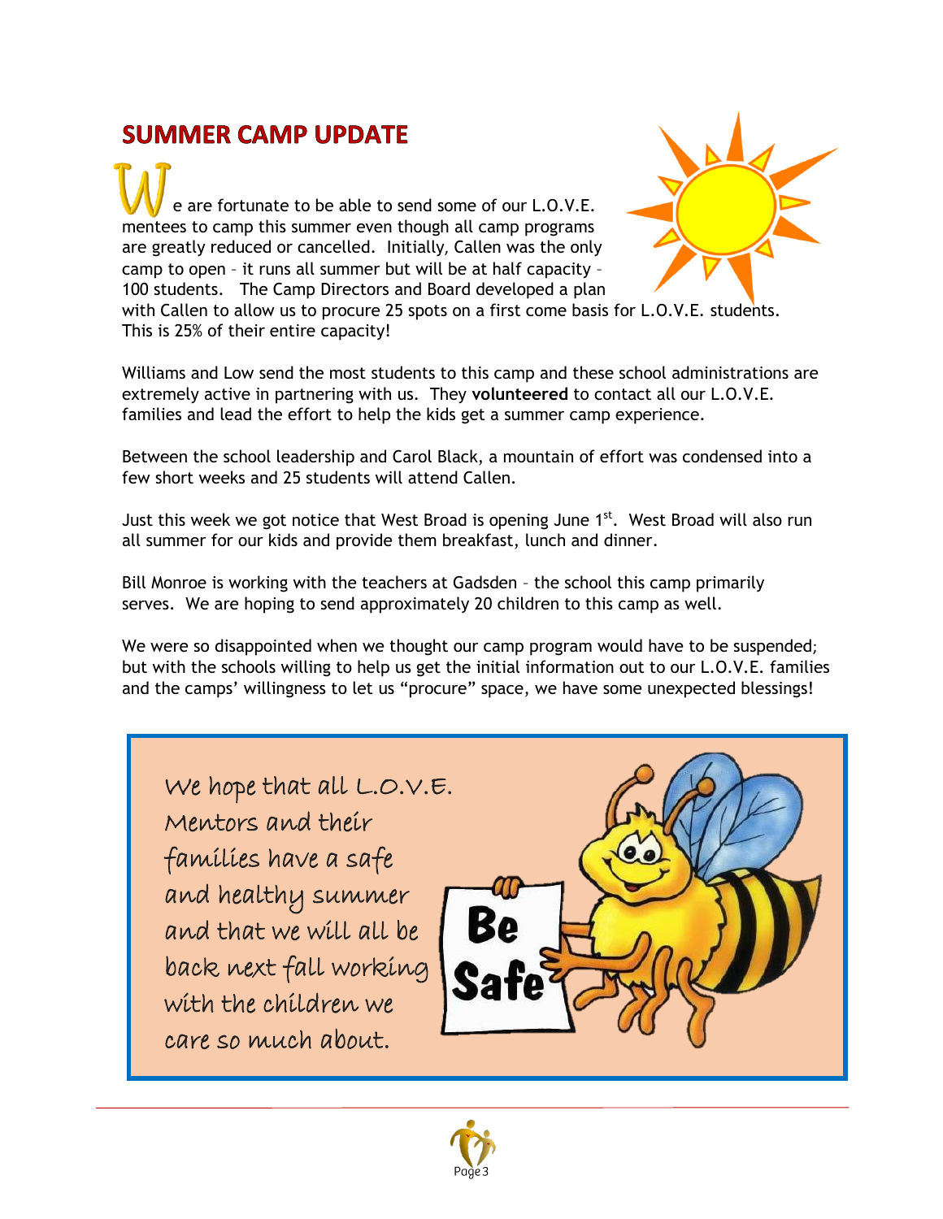## SUMMER CAMP UPDATE

We are fortunate to be able to send some of our L.O.V.E. mentees to camp this summer even though all camp programs are greatly reduced or cancelled. Initially, Callen was the only camp to open – it runs all summer but will be at half capacity – 100 students. The Camp Directors and Board developed a plan with Callen to allow us to procure 25 spots on a first come basis for L.O.V.E. students. This is 25% of their entire capacity!

Williams and Low send the most students to this camp and these school administrations are extremely active in partnering with us. They **volunteered** to contact all our L.O.V.E. families and lead the effort to help the kids get a summer camp experience.

Between the school leadership and Carol Black, a mountain of effort was condensed into a few short weeks and 25 students will attend Callen.

Just this week we got notice that West Broad is opening June 1st. West Broad will also run all summer for our kids and provide them breakfast, lunch and dinner.

Bill Monroe is working with the teachers at Gadsden – the school this camp primarily serves. We are hoping to send approximately 20 children to this camp as well.

We were so disappointed when we thought our camp program would have to be suspended; but with the schools willing to help us get the initial information out to our L.O.V.E. families and the camps' willingness to let us "procure" space, we have some unexpected blessings!

We hope that all L.O.V.E. Mentors and their families have a safe and healthy summer and that we will all be back next fall working with the children we care so much about.

Be Safe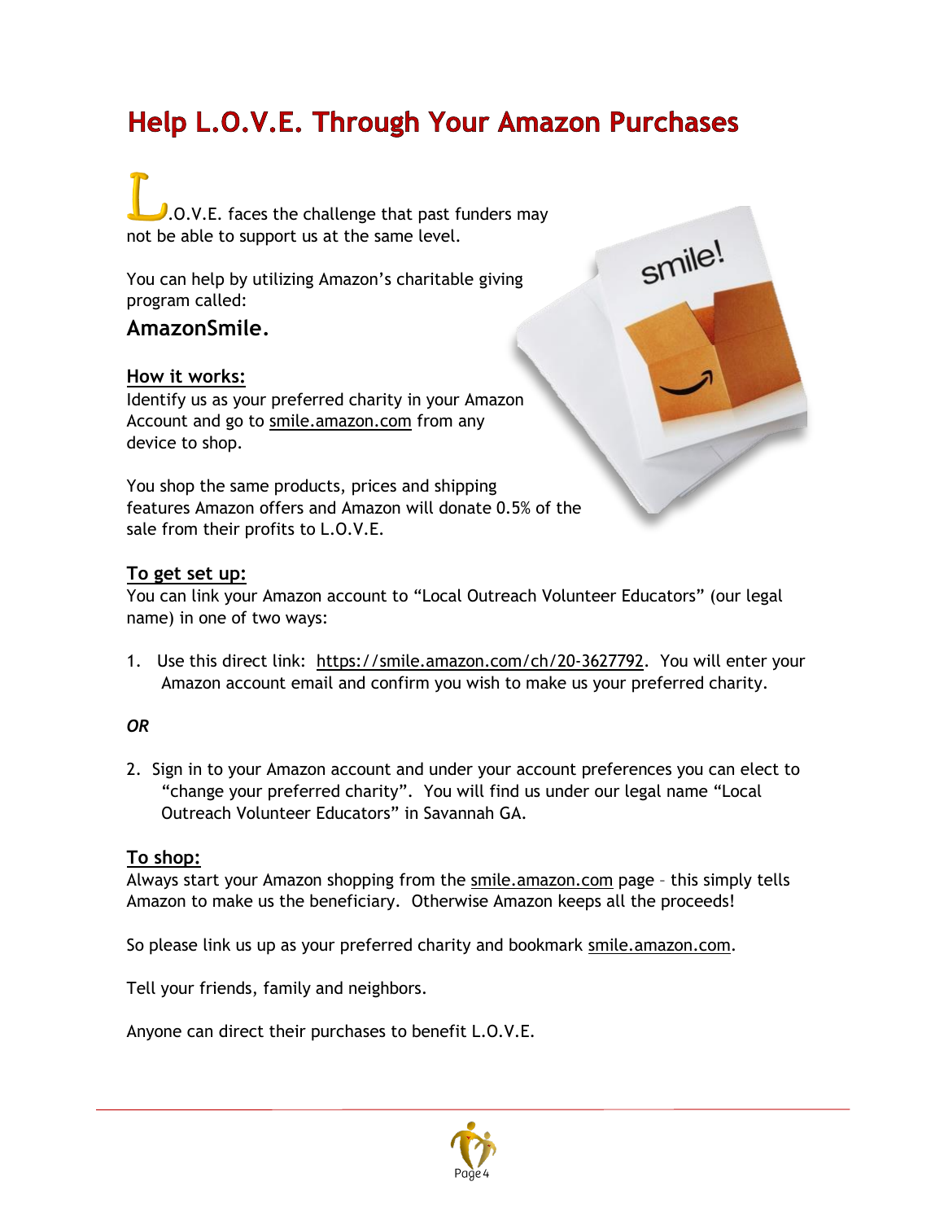# Help L.O.V.E. Through Your Amazon Purchases

L.O.V.E. faces the challenge that past funders may not be able to support us at the same level.

You can help by utilizing Amazon's charitable giving program called:

**AmazonSmile.**

**How it works:**

Identify us as your preferred charity in your Amazon Account and go to smile.amazon.com from any device to shop.

You shop the same products, prices and shipping features Amazon offers and Amazon will donate 0.5% of the sale from their profits to L.O.V.E.

**To get set up:**

You can link your Amazon account to "Local Outreach Volunteer Educators" (our legal name) in one of two ways:

1. Use this direct link: https://smile.amazon.com/ch/20-3627792. You will enter your Amazon account email and confirm you wish to make us your preferred charity.

*OR*

2. Sign in to your Amazon account and under your account preferences you can elect to "change your preferred charity". You will find us under our legal name "Local Outreach Volunteer Educators" in Savannah GA.

**To shop:**

Always start your Amazon shopping from the smile.amazon.com page – this simply tells Amazon to make us the beneficiary. Otherwise Amazon keeps all the proceeds!

So please link us up as your preferred charity and bookmark smile.amazon.com.

Tell your friends, family and neighbors.

Anyone can direct their purchases to benefit L.O.V.E.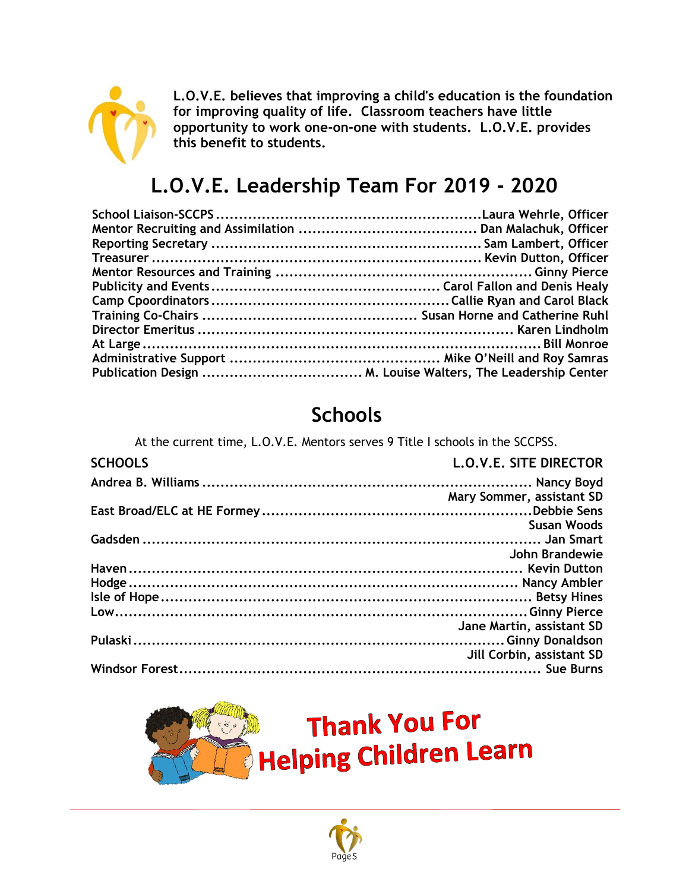**L.O.V.E. believes that improving a child's education is the foundation for improving quality of life. Classroom teachers have little opportunity to work one-on-one with students. L.O.V.E. provides this benefit to students.**

## L.O.V.E. Leadership Team For 2019 - 2020

**School Liaison-SCCPS** ........................................................ **Laura Wehrle, Officer**
**Mentor Recruiting and Assimilation** ...................................... **Dan Malachuk, Officer**
**Reporting Secretary** ........................................................ **Sam Lambert, Officer**
**Treasurer** ....................................................................... **Kevin Dutton, Officer**
**Mentor Resources and Training** ........................................................ **Ginny Pierce**
**Publicity and Events** ............................................... **Carol Fallon and Denis Healy**
**Camp Cpoordinators** ................................................... **Callie Ryan and Carol Black**
**Training Co-Chairs** ........................................... **Susan Horne and Catherine Ruhl**
**Director Emeritus** ....................................................................... **Karen Lindholm**
**At Large** ..................................................................................... **Bill Monroe**
**Administrative Support** ............................................ **Mike O'Neill and Roy Samras**
**Publication Design** .................................. **M. Louise Walters, The Leadership Center**

## Schools

At the current time, L.O.V.E. Mentors serves 9 Title I schools in the SCCPSS.

| SCHOOLS | L.O.V.E. SITE DIRECTOR |
|---|---|
| Andrea B. Williams | Nancy Boyd<br>Mary Sommer, assistant SD |
| East Broad/ELC at HE Formey | Debbie Sens<br>Susan Woods |
| Gadsden | Jan Smart<br>John Brandewie |
| Haven | Kevin Dutton |
| Hodge | Nancy Ambler |
| Isle of Hope | Betsy Hines |
| Low | Ginny Pierce<br>Jane Martin, assistant SD |
| Pulaski | Ginny Donaldson<br>Jill Corbin, assistant SD |
| Windsor Forest | Sue Burns |

**Thank You For Helping Children Learn**